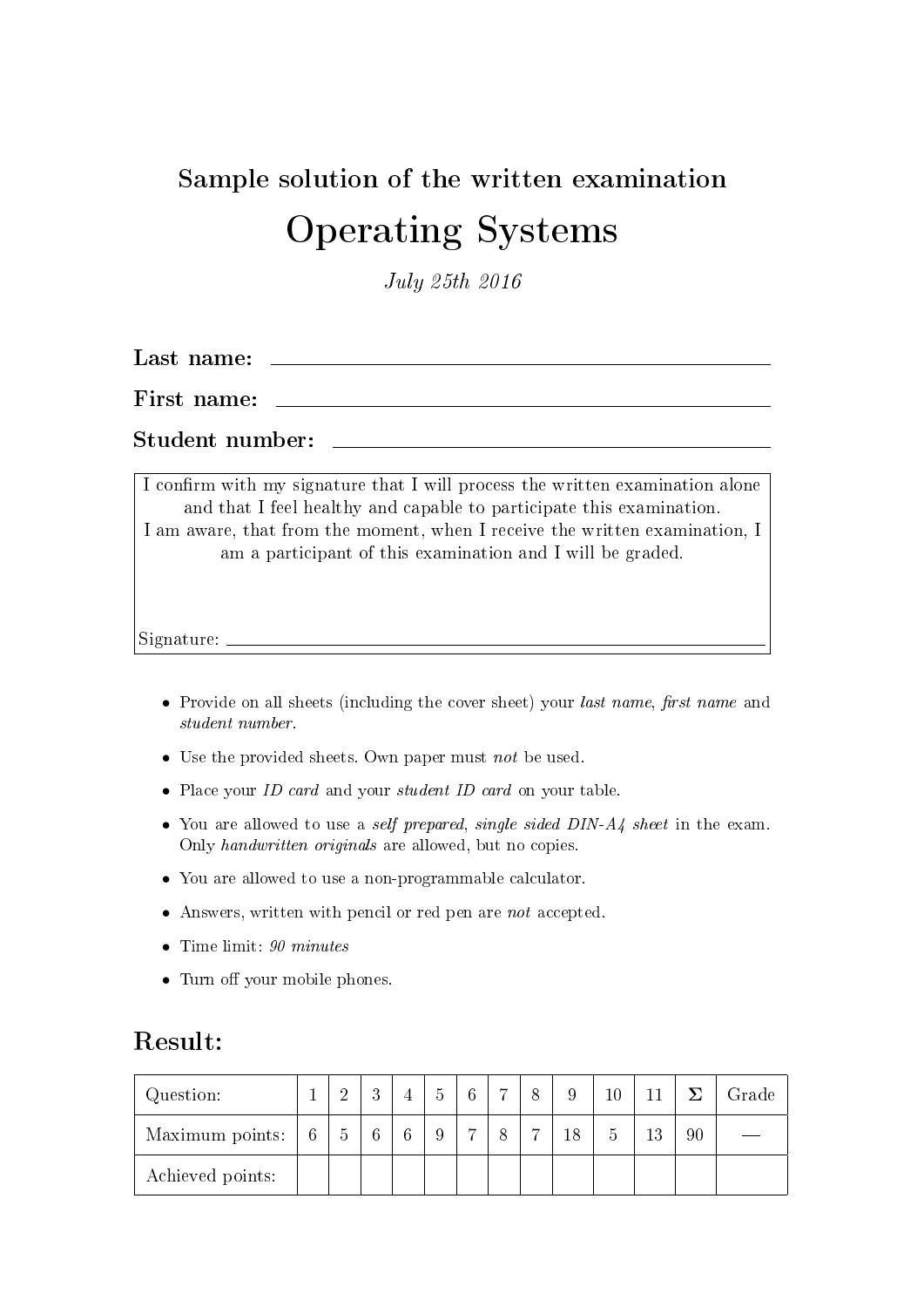# Sample solution of the written examination

# Operating Systems

*July 25th 2016*

**Last name:** \_\_\_\_\_\_\_\_\_\_\_\_\_\_\_\_\_\_\_\_\_\_\_\_\_\_\_\_\_\_\_\_\_\_\_\_

**First name:** \_\_\_\_\_\_\_\_\_\_\_\_\_\_\_\_\_\_\_\_\_\_\_\_\_\_\_\_\_\_\_\_\_\_\_\_

**Student number:** \_\_\_\_\_\_\_\_\_\_\_\_\_\_\_\_\_\_\_\_\_\_\_\_\_\_\_\_\_\_\_\_\_\_\_\_

I confirm with my signature that I will process the written examination alone and that I feel healthy and capable to participate this examination.
I am aware, that from the moment, when I receive the written examination, I am a participant of this examination and I will be graded.

Signature: \_\_\_\_\_\_\_\_\_\_\_\_\_\_\_\_\_\_\_\_\_\_\_\_\_\_\_\_\_\_\_\_\_\_\_\_

- Provide on all sheets (including the cover sheet) your *last name*, *first name* and *student number*.
- Use the provided sheets. Own paper must *not* be used.
- Place your *ID card* and your *student ID card* on your table.
- You are allowed to use a *self prepared, single sided DIN-A4 sheet* in the exam. Only *handwritten originals* are allowed, but no copies.
- You are allowed to use a non-programmable calculator.
- Answers, written with pencil or red pen are *not* accepted.
- Time limit: *90 minutes*
- Turn off your mobile phones.

## Result:

| Question: | 1 | 2 | 3 | 4 | 5 | 6 | 7 | 8 | 9 | 10 | 11 | Σ | Grade |
|---|---|---|---|---|---|---|---|---|---|---|---|---|---|
| Maximum points: | 6 | 5 | 6 | 6 | 9 | 7 | 8 | 7 | 18 | 5 | 13 | 90 | — |
| Achieved points: | | | | | | | | | | | | | |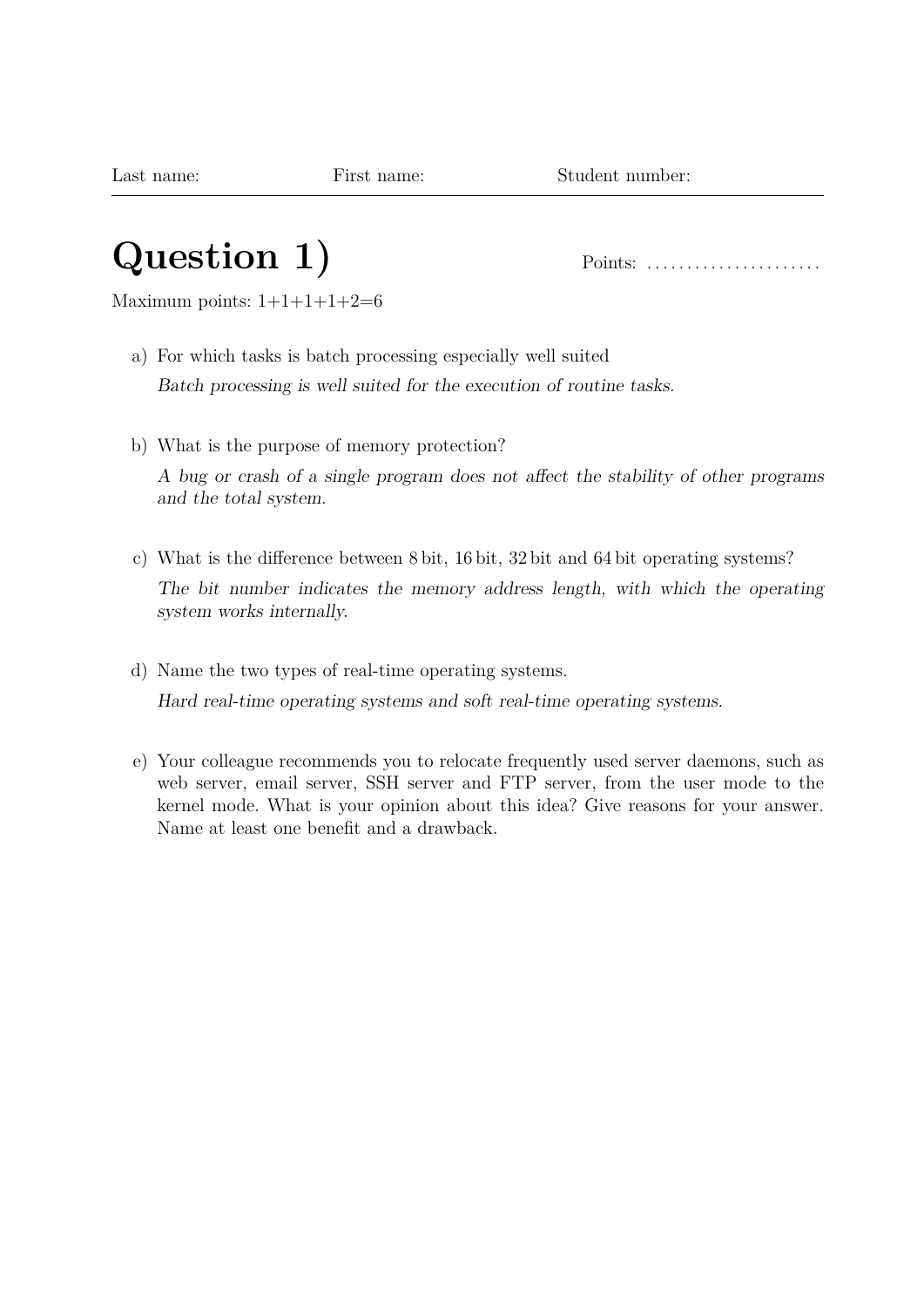Last name: First name: Student number:

# Question 1)

Points: ......................

Maximum points: 1+1+1+1+2=6

a) For which tasks is batch processing especially well suited

*Batch processing is well suited for the execution of routine tasks.*

b) What is the purpose of memory protection?

*A bug or crash of a single program does not affect the stability of other programs and the total system.*

c) What is the difference between 8 bit, 16 bit, 32 bit and 64 bit operating systems?

*The bit number indicates the memory address length, with which the operating system works internally.*

d) Name the two types of real-time operating systems.

*Hard real-time operating systems and soft real-time operating systems.*

e) Your colleague recommends you to relocate frequently used server daemons, such as web server, email server, SSH server and FTP server, from the user mode to the kernel mode. What is your opinion about this idea? Give reasons for your answer. Name at least one benefit and a drawback.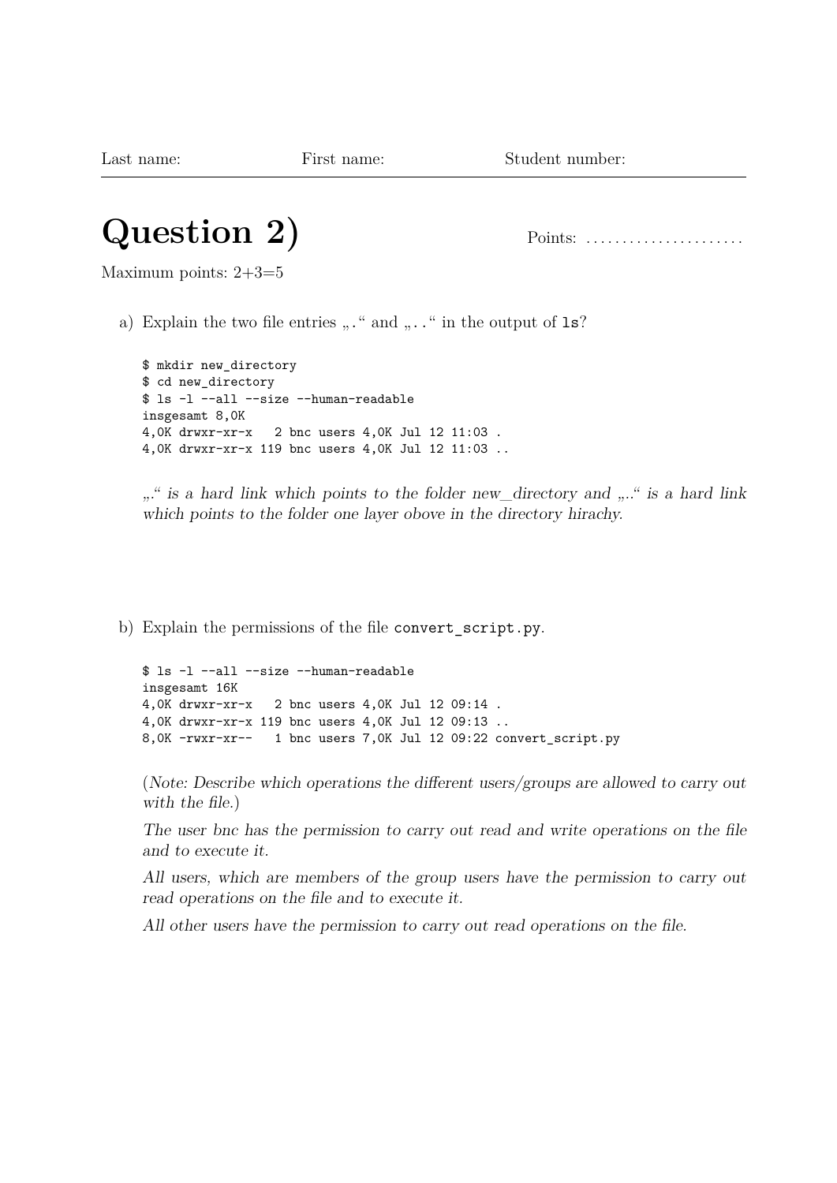Last name: First name: Student number:

# Question 2)

Points: ......................

Maximum points: 2+3=5

a) Explain the two file entries „`.`“ and „`..`“ in the output of `ls`?

```
$ mkdir new_directory
$ cd new_directory
$ ls -l --all --size --human-readable
insgesamt 8,0K
4,0K drwxr-xr-x   2 bnc users 4,0K Jul 12 11:03 .
4,0K drwxr-xr-x 119 bnc users 4,0K Jul 12 11:03 ..
```

*„.“ is a hard link which points to the folder new_directory and „..“ is a hard link which points to the folder one layer obove in the directory hirachy.*

b) Explain the permissions of the file `convert_script.py`.

```
$ ls -l --all --size --human-readable
insgesamt 16K
4,0K drwxr-xr-x   2 bnc users 4,0K Jul 12 09:14 .
4,0K drwxr-xr-x 119 bnc users 4,0K Jul 12 09:13 ..
8,0K -rwxr-xr--   1 bnc users 7,0K Jul 12 09:22 convert_script.py
```

(*Note: Describe which operations the different users/groups are allowed to carry out with the file.*)

*The user bnc has the permission to carry out read and write operations on the file and to execute it.*

*All users, which are members of the group users have the permission to carry out read operations on the file and to execute it.*

*All other users have the permission to carry out read operations on the file.*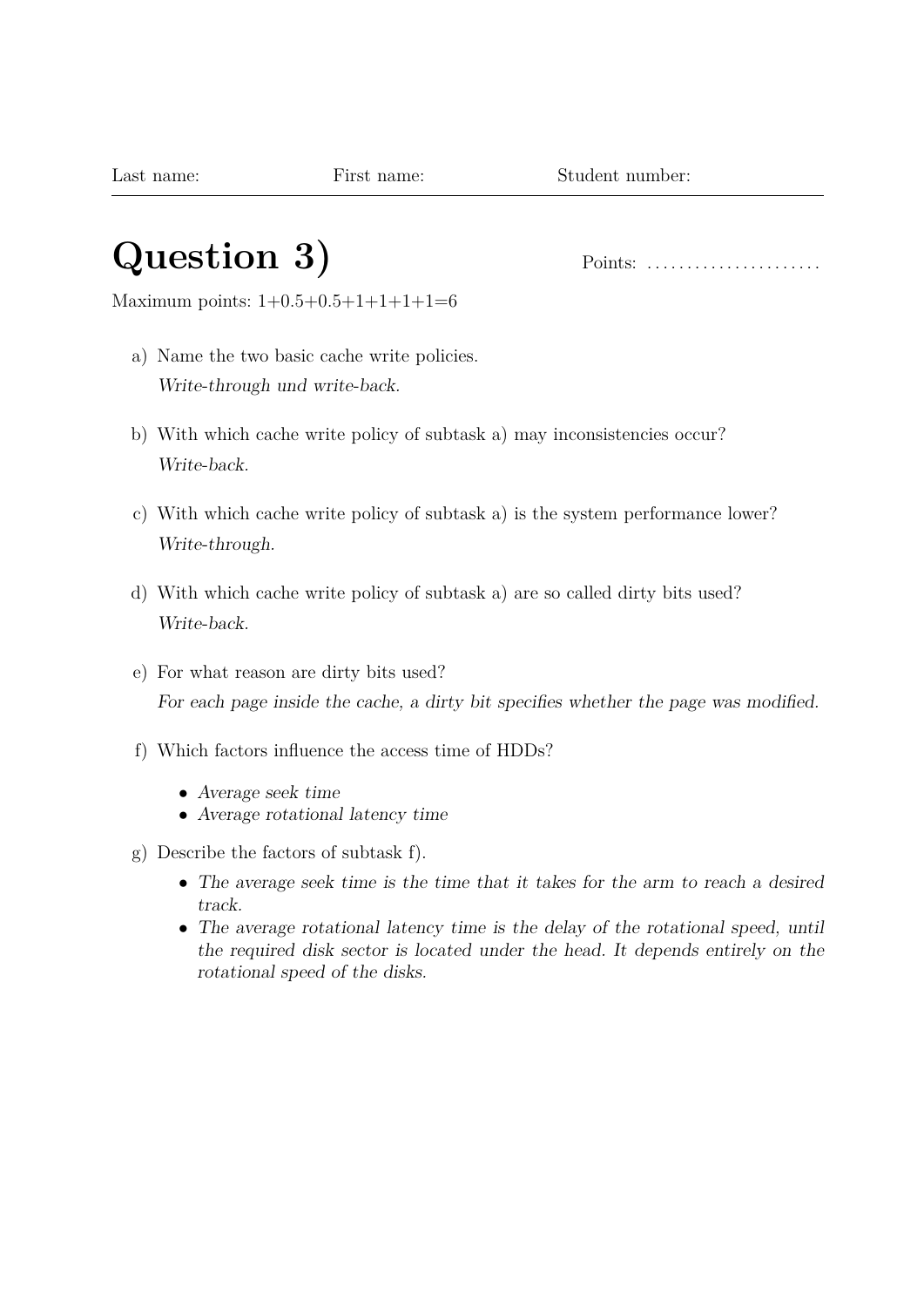Last name: First name: Student number:

# Question 3)

Points: ......................

Maximum points: 1+0.5+0.5+1+1+1+1=6

a) Name the two basic cache write policies.

*Write-through und write-back.*

b) With which cache write policy of subtask a) may inconsistencies occur?

*Write-back.*

c) With which cache write policy of subtask a) is the system performance lower?

*Write-through.*

d) With which cache write policy of subtask a) are so called dirty bits used?

*Write-back.*

e) For what reason are dirty bits used?

*For each page inside the cache, a dirty bit specifies whether the page was modified.*

f) Which factors influence the access time of HDDs?

- *Average seek time*
- *Average rotational latency time*

g) Describe the factors of subtask f).

- *The average seek time is the time that it takes for the arm to reach a desired track.*
- *The average rotational latency time is the delay of the rotational speed, until the required disk sector is located under the head. It depends entirely on the rotational speed of the disks.*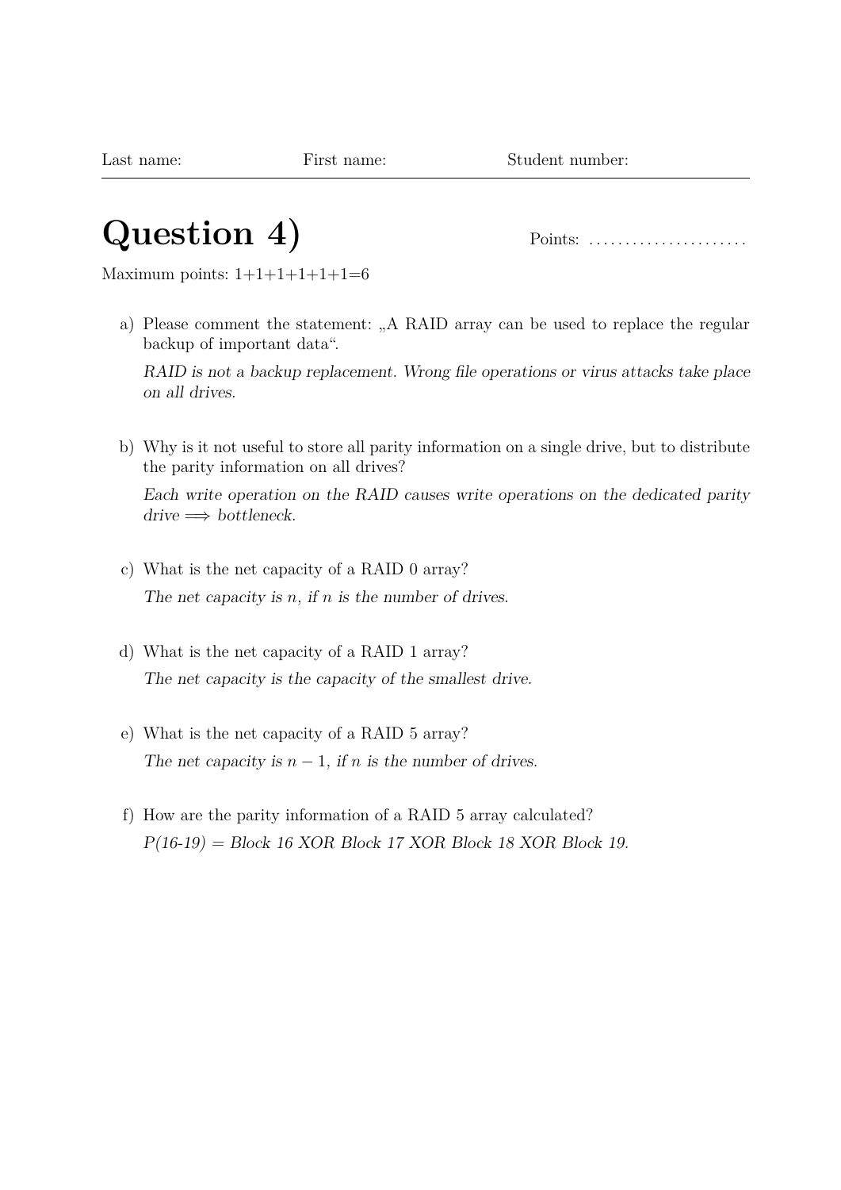Last name: First name: Student number:

# Question 4)

Points: ......................

Maximum points: 1+1+1+1+1+1=6

a) Please comment the statement: „A RAID array can be used to replace the regular backup of important data“.

*RAID is not a backup replacement. Wrong file operations or virus attacks take place on all drives.*

b) Why is it not useful to store all parity information on a single drive, but to distribute the parity information on all drives?

*Each write operation on the RAID causes write operations on the dedicated parity drive* $\Longrightarrow$ *bottleneck.*

c) What is the net capacity of a RAID 0 array?

*The net capacity is* $n$*, if* $n$ *is the number of drives.*

d) What is the net capacity of a RAID 1 array?

*The net capacity is the capacity of the smallest drive.*

e) What is the net capacity of a RAID 5 array?

*The net capacity is* $n - 1$*, if* $n$ *is the number of drives.*

f) How are the parity information of a RAID 5 array calculated?

*P(16-19) = Block 16 XOR Block 17 XOR Block 18 XOR Block 19.*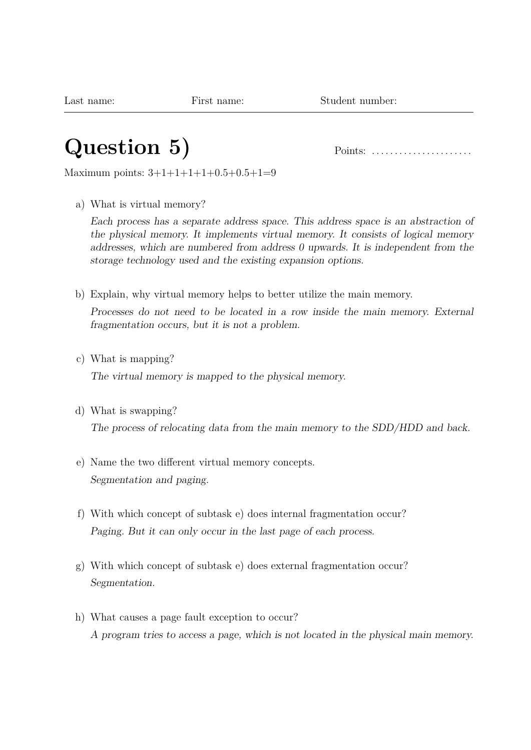Last name: First name: Student number:

# Question 5)

Points: ......................

Maximum points: 3+1+1+1+1+0.5+0.5+1=9

a) What is virtual memory?

*Each process has a separate address space. This address space is an abstraction of the physical memory. It implements virtual memory. It consists of logical memory addresses, which are numbered from address 0 upwards. It is independent from the storage technology used and the existing expansion options.*

b) Explain, why virtual memory helps to better utilize the main memory.

*Processes do not need to be located in a row inside the main memory. External fragmentation occurs, but it is not a problem.*

c) What is mapping?

*The virtual memory is mapped to the physical memory.*

d) What is swapping?

*The process of relocating data from the main memory to the SDD/HDD and back.*

e) Name the two different virtual memory concepts.

*Segmentation and paging.*

f) With which concept of subtask e) does internal fragmentation occur?

*Paging. But it can only occur in the last page of each process.*

g) With which concept of subtask e) does external fragmentation occur?

*Segmentation.*

h) What causes a page fault exception to occur?

*A program tries to access a page, which is not located in the physical main memory.*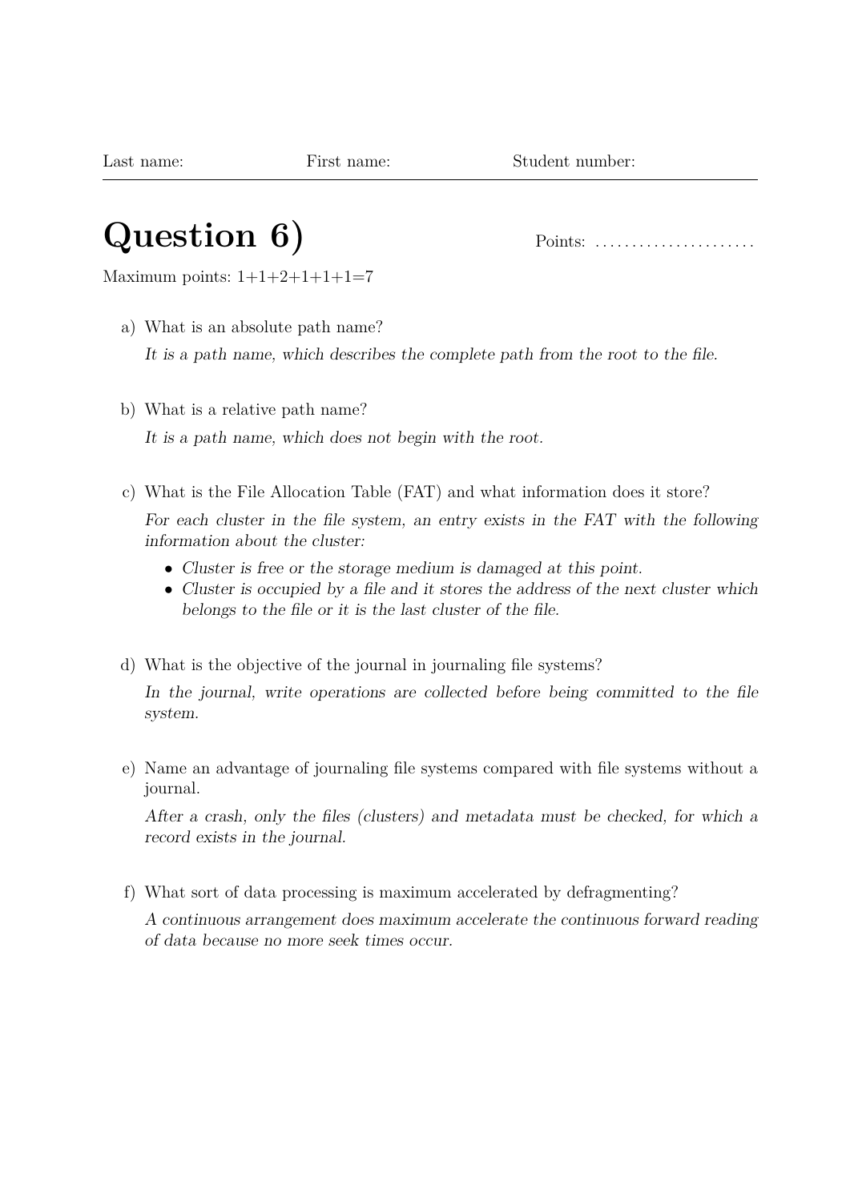Last name: First name: Student number:

# Question 6)

Points: ......................

Maximum points: 1+1+2+1+1+1=7

a) What is an absolute path name?

*It is a path name, which describes the complete path from the root to the file.*

b) What is a relative path name?

*It is a path name, which does not begin with the root.*

c) What is the File Allocation Table (FAT) and what information does it store?

*For each cluster in the file system, an entry exists in the FAT with the following information about the cluster:*

- *Cluster is free or the storage medium is damaged at this point.*
- *Cluster is occupied by a file and it stores the address of the next cluster which belongs to the file or it is the last cluster of the file.*

d) What is the objective of the journal in journaling file systems?

*In the journal, write operations are collected before being committed to the file system.*

e) Name an advantage of journaling file systems compared with file systems without a journal.

*After a crash, only the files (clusters) and metadata must be checked, for which a record exists in the journal.*

f) What sort of data processing is maximum accelerated by defragmenting?

*A continuous arrangement does maximum accelerate the continuous forward reading of data because no more seek times occur.*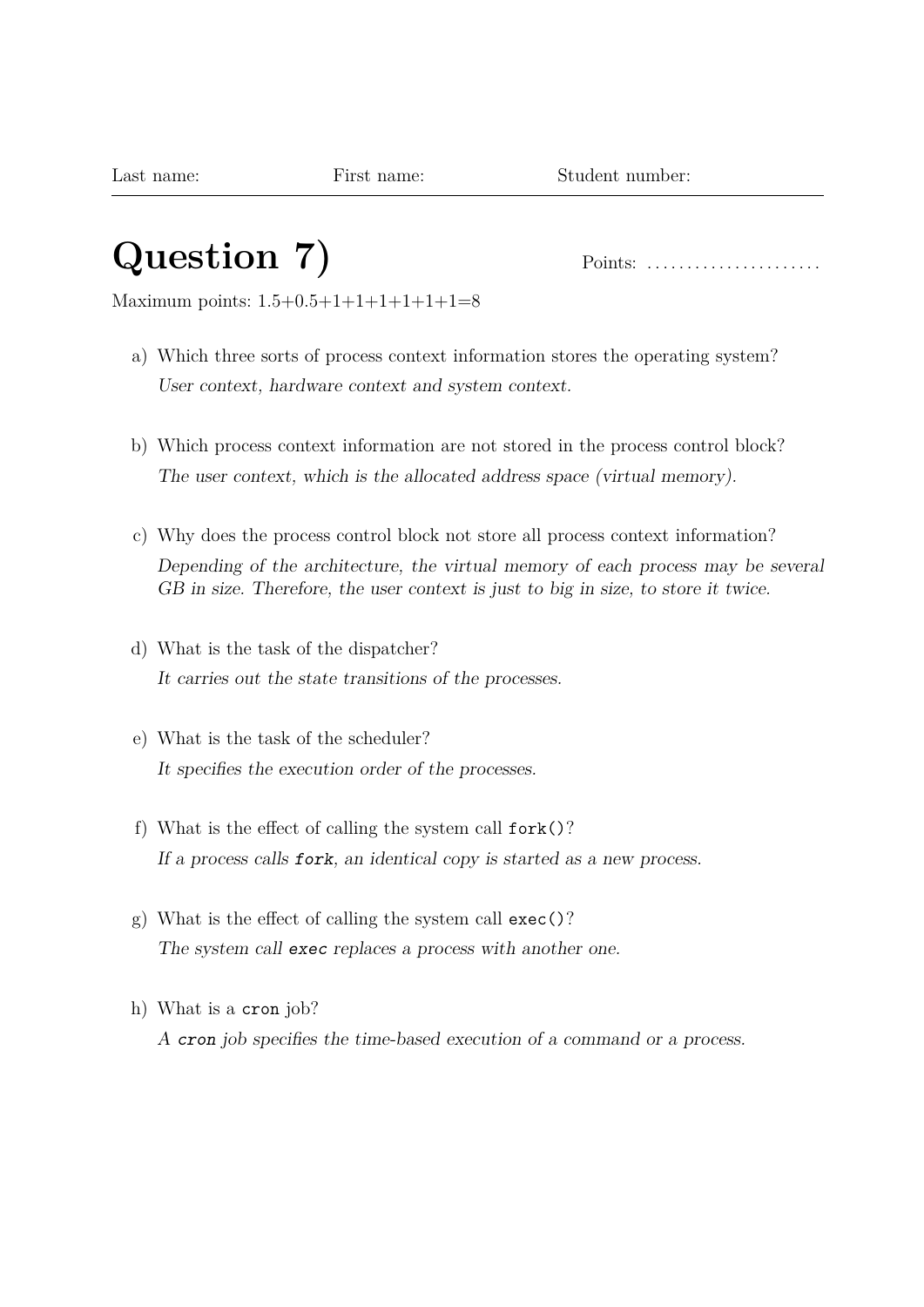Last name: First name: Student number:

# Question 7)

Points: ......................

Maximum points: 1.5+0.5+1+1+1+1+1+1=8

a) Which three sorts of process context information stores the operating system?

*User context, hardware context and system context.*

b) Which process context information are not stored in the process control block?

*The user context, which is the allocated address space (virtual memory).*

c) Why does the process control block not store all process context information?

*Depending of the architecture, the virtual memory of each process may be several GB in size. Therefore, the user context is just to big in size, to store it twice.*

d) What is the task of the dispatcher?

*It carries out the state transitions of the processes.*

e) What is the task of the scheduler?

*It specifies the execution order of the processes.*

f) What is the effect of calling the system call `fork()`?

*If a process calls `fork`, an identical copy is started as a new process.*

g) What is the effect of calling the system call `exec()`?

*The system call `exec` replaces a process with another one.*

h) What is a `cron` job?

*A `cron` job specifies the time-based execution of a command or a process.*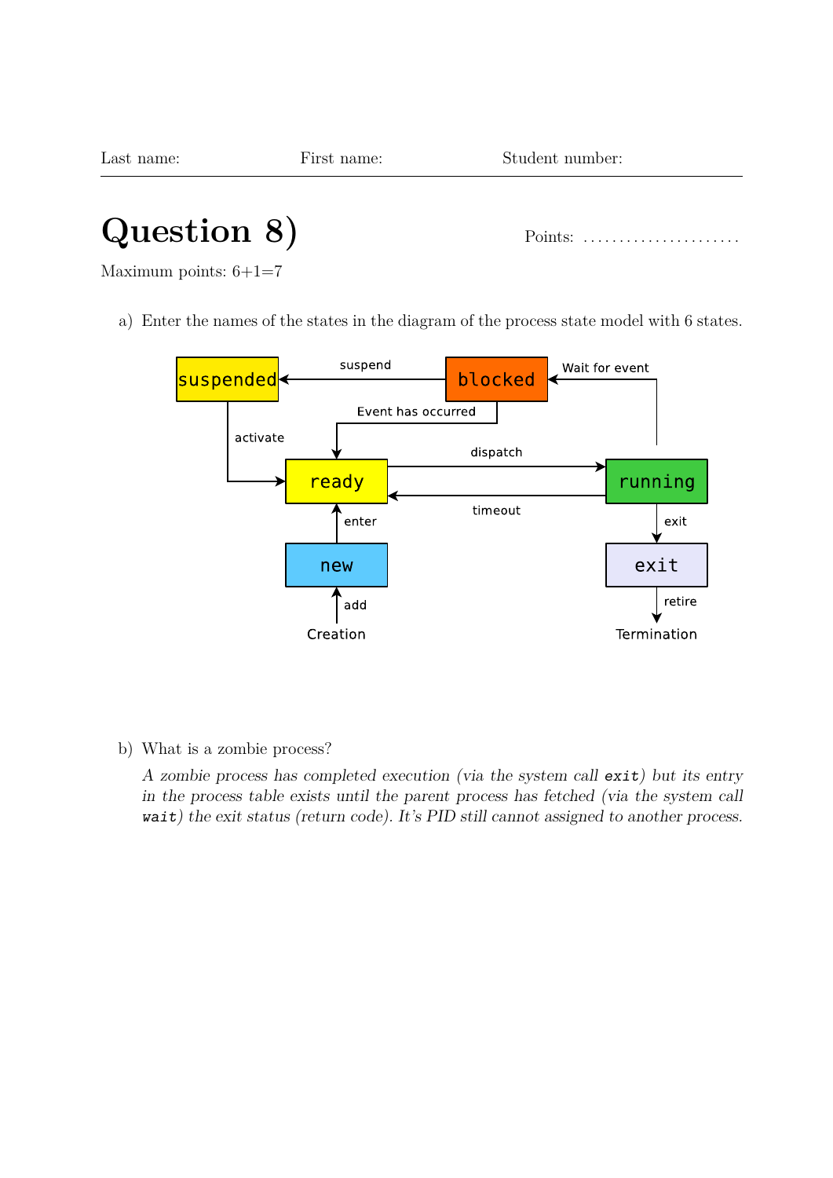Last name: First name: Student number:

# Question 8)

Points: ......................

Maximum points: 6+1=7

a) Enter the names of the states in the diagram of the process state model with 6 states.

suspended — suspend — blocked — Wait for event

activate — Event has occurred

ready — dispatch — running

timeout

enter — exit

new — exit

add — retire

Creation — Termination

b) What is a zombie process?

*A zombie process has completed execution (via the system call `exit`) but its entry in the process table exists until the parent process has fetched (via the system call `wait`) the exit status (return code). It's PID still cannot assigned to another process.*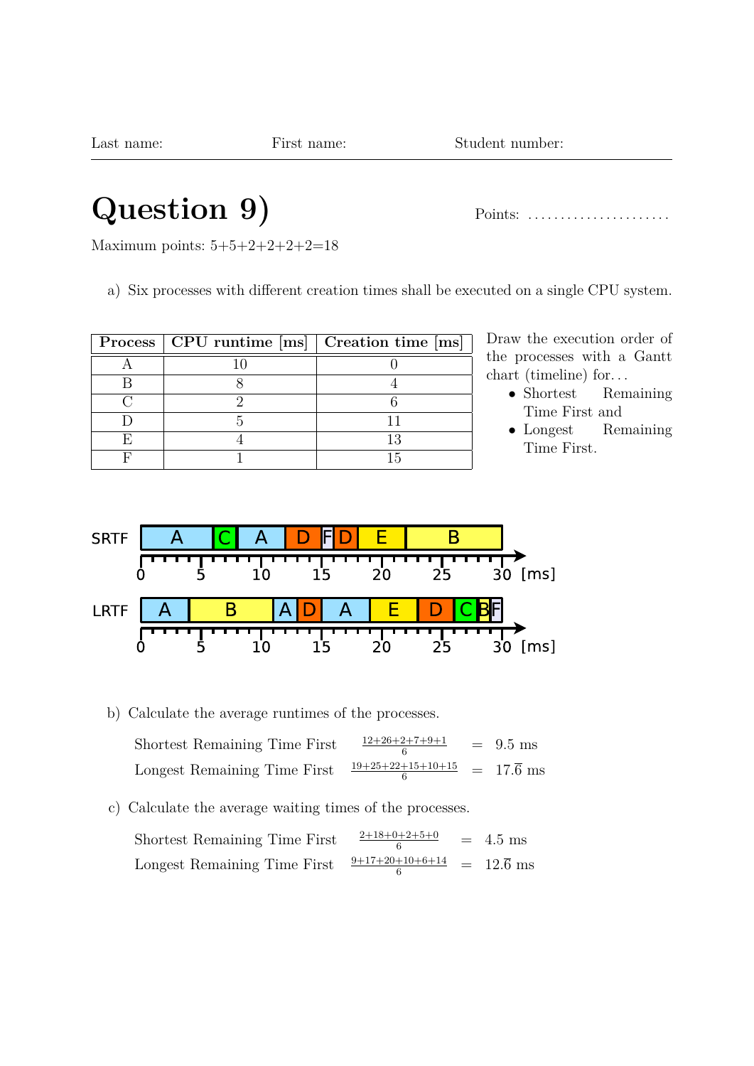Last name: First name: Student number:

# Question 9)

Points: ......................

Maximum points: 5+5+2+2+2+2=18

a) Six processes with different creation times shall be executed on a single CPU system.

| Process | CPU runtime [ms] | Creation time [ms] |
|---|---|---|
| A | 10 | 0 |
| B | 8 | 4 |
| C | 2 | 6 |
| D | 5 | 11 |
| E | 4 | 13 |
| F | 1 | 15 |

Draw the execution order of the processes with a Gantt chart (timeline) for...

- Shortest Remaining Time First and
- Longest Remaining Time First.

SRTF: | A | C | A | D | F | D | E | B | (time axis 0–30 [ms])

LRTF: | A | B | A | D | A | E | D | C | B | F | (time axis 0–30 [ms])

b) Calculate the average runtimes of the processes.

Shortest Remaining Time First $\frac{12+26+2+7+9+1}{6} = 9.5$ ms

Longest Remaining Time First $\frac{19+25+22+15+10+15}{6} = 17.\overline{6}$ ms

c) Calculate the average waiting times of the processes.

Shortest Remaining Time First $\frac{2+18+0+2+5+0}{6} = 4.5$ ms

Longest Remaining Time First $\frac{9+17+20+10+6+14}{6} = 12.\overline{6}$ ms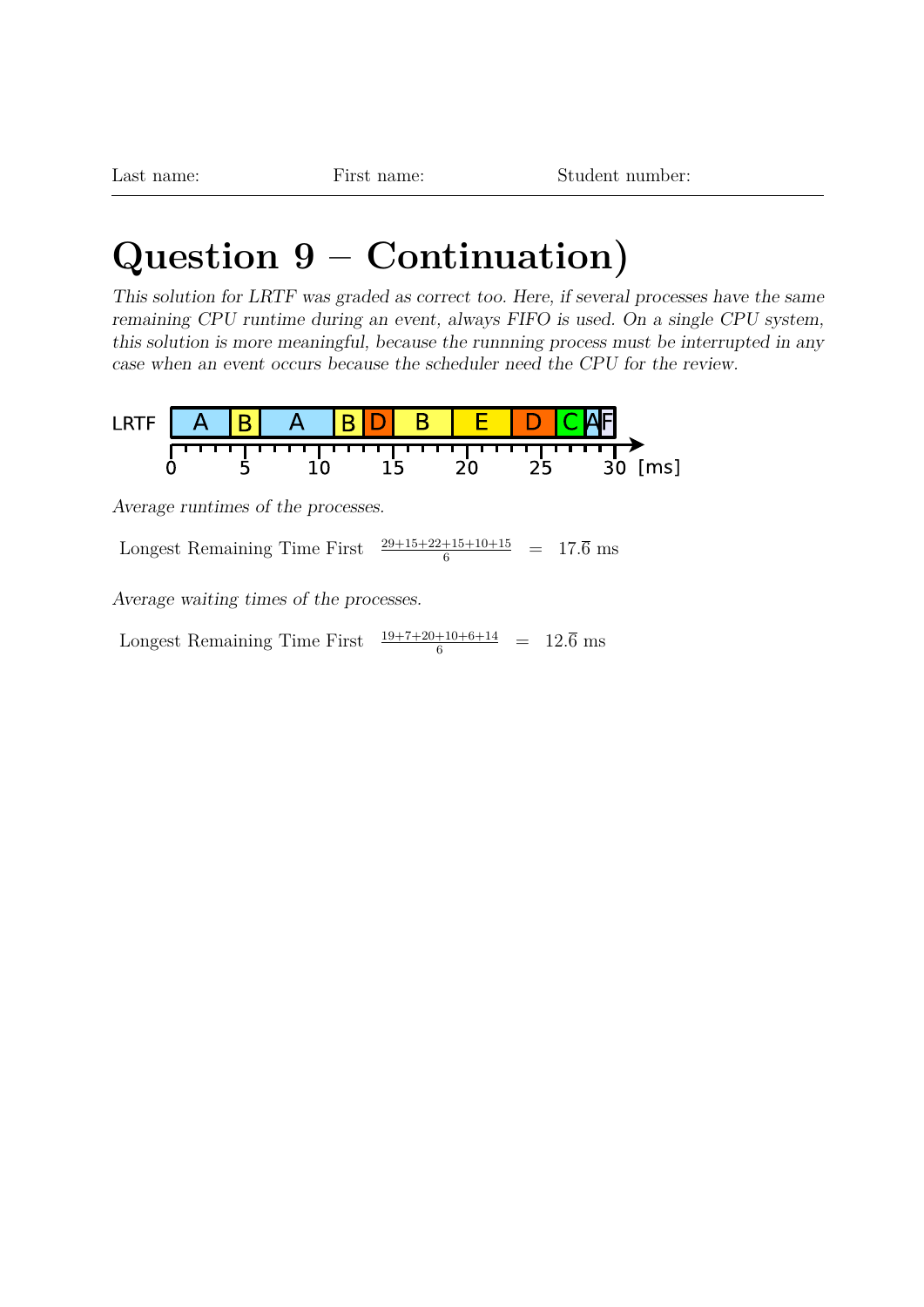# Question 9 – Continuation)

*This solution for LRTF was graded as correct too. Here, if several processes have the same remaining CPU runtime during an event, always FIFO is used. On a single CPU system, this solution is more meaningful, because the runnning process must be interrupted in any case when an event occurs because the scheduler need the CPU for the review.*

LRTF: A | B | A | B | D | B | E | D | C | A | F

0 5 10 15 20 25 30 [ms]

*Average runtimes of the processes.*

Longest Remaining Time First $\frac{29+15+22+15+10+15}{6} = 17.\overline{6}$ ms

*Average waiting times of the processes.*

Longest Remaining Time First $\frac{19+7+20+10+6+14}{6} = 12.\overline{6}$ ms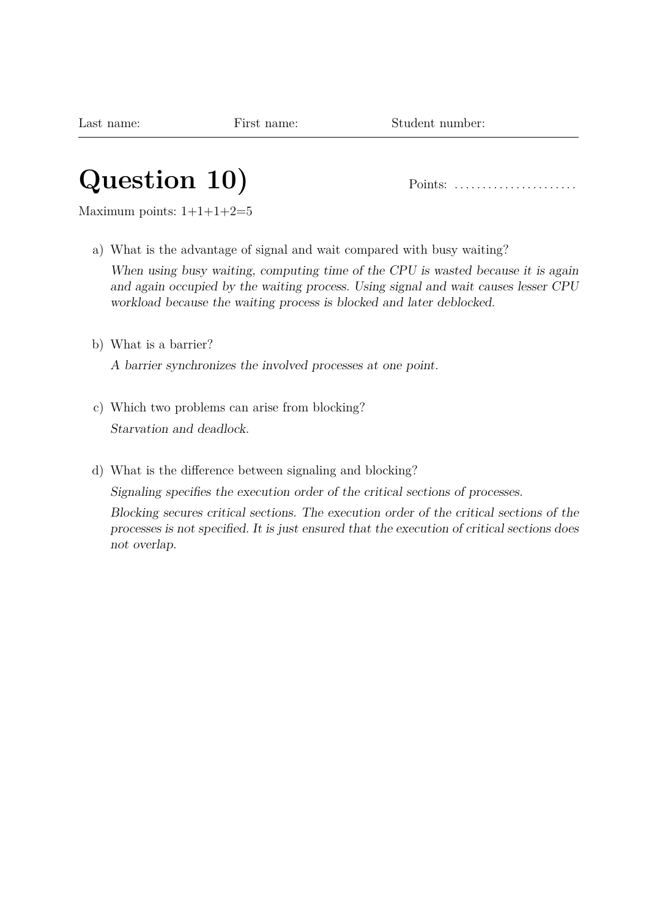Last name: First name: Student number:

# Question 10)

Points: ......................

Maximum points: 1+1+1+2=5

a) What is the advantage of signal and wait compared with busy waiting?

*When using busy waiting, computing time of the CPU is wasted because it is again and again occupied by the waiting process. Using signal and wait causes lesser CPU workload because the waiting process is blocked and later deblocked.*

b) What is a barrier?

*A barrier synchronizes the involved processes at one point.*

c) Which two problems can arise from blocking?

*Starvation and deadlock.*

d) What is the difference between signaling and blocking?

*Signaling specifies the execution order of the critical sections of processes.*

*Blocking secures critical sections. The execution order of the critical sections of the processes is not specified. It is just ensured that the execution of critical sections does not overlap.*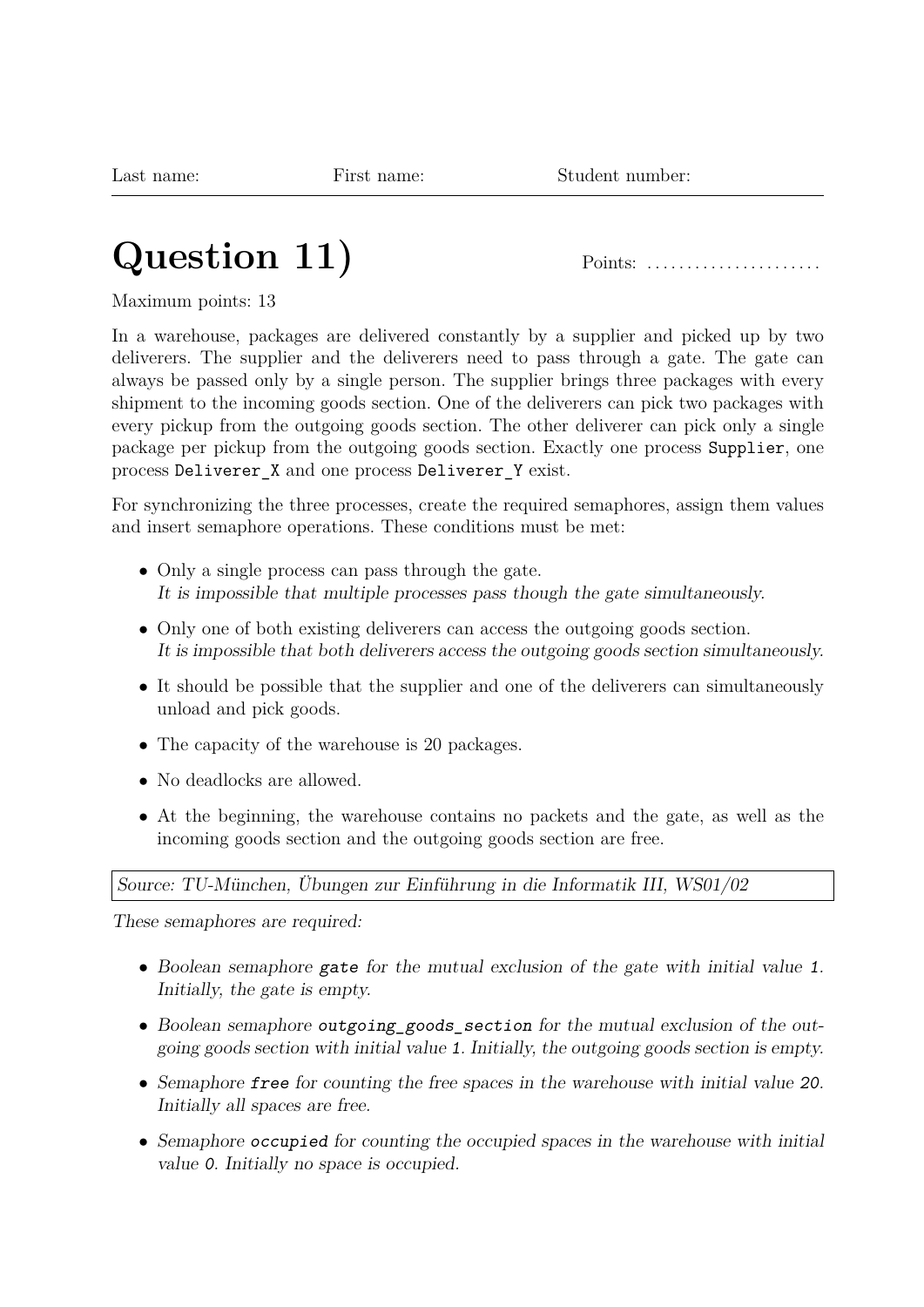Last name: First name: Student number:

# Question 11)

Points: ......................

Maximum points: 13

In a warehouse, packages are delivered constantly by a supplier and picked up by two deliverers. The supplier and the deliverers need to pass through a gate. The gate can always be passed only by a single person. The supplier brings three packages with every shipment to the incoming goods section. One of the deliverers can pick two packages with every pickup from the outgoing goods section. The other deliverer can pick only a single package per pickup from the outgoing goods section. Exactly one process `Supplier`, one process `Deliverer_X` and one process `Deliverer_Y` exist.

For synchronizing the three processes, create the required semaphores, assign them values and insert semaphore operations. These conditions must be met:

- Only a single process can pass through the gate.
  *It is impossible that multiple processes pass though the gate simultaneously.*
- Only one of both existing deliverers can access the outgoing goods section.
  *It is impossible that both deliverers access the outgoing goods section simultaneously.*
- It should be possible that the supplier and one of the deliverers can simultaneously unload and pick goods.
- The capacity of the warehouse is 20 packages.
- No deadlocks are allowed.
- At the beginning, the warehouse contains no packets and the gate, as well as the incoming goods section and the outgoing goods section are free.

*Source: TU-München, Übungen zur Einführung in die Informatik III, WS01/02*

*These semaphores are required:*

- *Boolean semaphore `gate` for the mutual exclusion of the gate with initial value `1`. Initially, the gate is empty.*
- *Boolean semaphore `outgoing_goods_section` for the mutual exclusion of the outgoing goods section with initial value `1`. Initially, the outgoing goods section is empty.*
- *Semaphore `free` for counting the free spaces in the warehouse with initial value `20`. Initially all spaces are free.*
- *Semaphore `occupied` for counting the occupied spaces in the warehouse with initial value `0`. Initially no space is occupied.*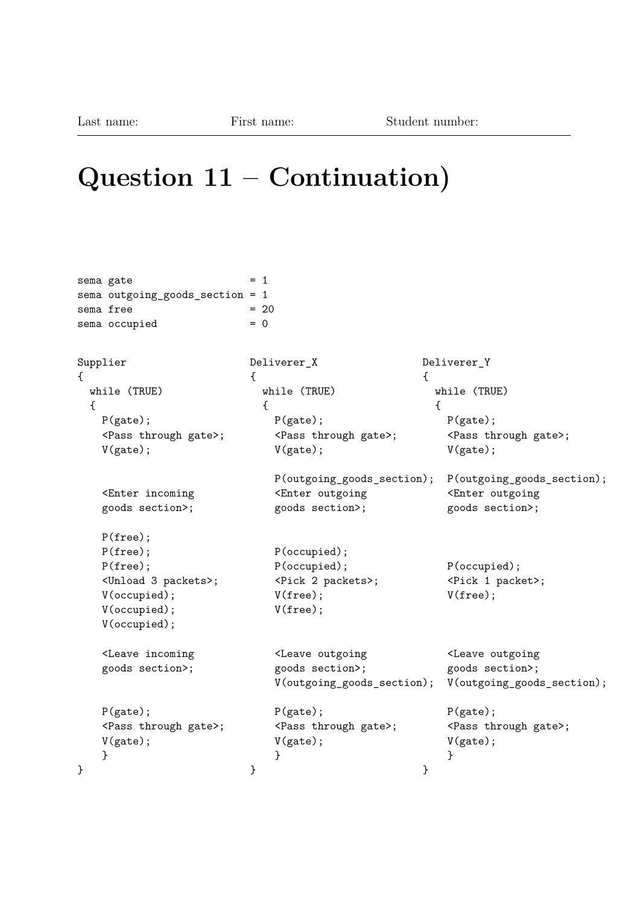# Question 11 – Continuation)

```
sema gate                   = 1
sema outgoing_goods_section = 1
sema free                   = 20
sema occupied               = 0

Supplier                    Deliverer_X                 Deliverer_Y
{                           {                           {
  while (TRUE)                while (TRUE)                while (TRUE)
  {                           {                           {
    P(gate);                    P(gate);                    P(gate);
    <Pass through gate>;        <Pass through gate>;        <Pass through gate>;
    V(gate);                    V(gate);                    V(gate);

                                P(outgoing_goods_section);  P(outgoing_goods_section);
    <Enter incoming             <Enter outgoing             <Enter outgoing
    goods section>;             goods section>;             goods section>;

    P(free);
    P(free);                    P(occupied);
    P(free);                    P(occupied);                P(occupied);
    <Unload 3 packets>;         <Pick 2 packets>;           <Pick 1 packet>;
    V(occupied);                V(free);                    V(free);
    V(occupied);                V(free);
    V(occupied);

    <Leave incoming             <Leave outgoing             <Leave outgoing
    goods section>;             goods section>;             goods section>;
                                V(outgoing_goods_section);  V(outgoing_goods_section);

    P(gate);                    P(gate);                    P(gate);
    <Pass through gate>;        <Pass through gate>;        <Pass through gate>;
    V(gate);                    V(gate);                    V(gate);
    }                           }                           }
}                           }                           }
```